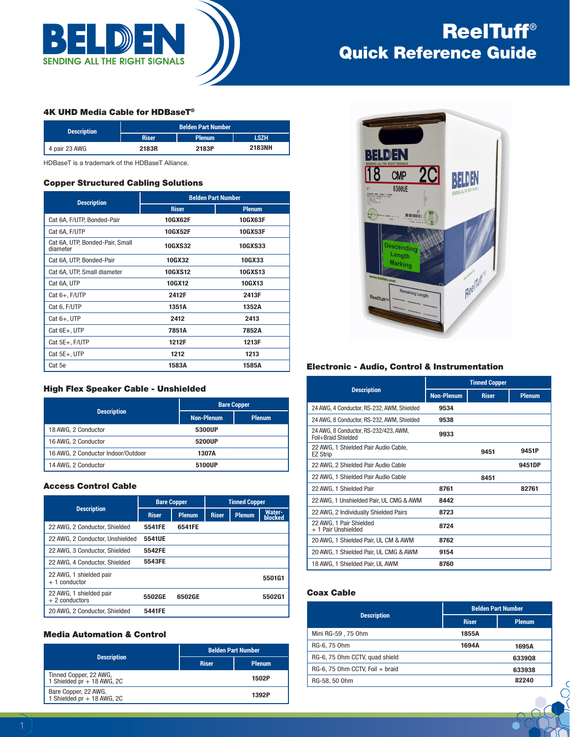# ReelTuff® Quick Reference Guide

## 4K UHD Media Cable for HDBaseT®

| Description | Belden Part Number | | |
|---|---|---|---|
| | Riser | Plenum | LSZH |
| 4 pair 23 AWG | 2183R | 2183P | 2183NH |

HDBaseT is a trademark of the HDBaseT Alliance.

## Copper Structured Cabling Solutions

| Description | Belden Part Number | |
|---|---|---|
| | Riser | Plenum |
| Cat 6A, F/UTP, Bonded-Pair | 10GX62F | 10GX63F |
| Cat 6A, F/UTP | 10GX52F | 10GX53F |
| Cat 6A, UTP, Bonded-Pair, Small diameter | 10GXS32 | 10GXS33 |
| Cat 6A, UTP, Bonded-Pair | 10GX32 | 10GX33 |
| Cat 6A, UTP, Small diameter | 10GXS12 | 10GXS13 |
| Cat 6A, UTP | 10GX12 | 10GX13 |
| Cat 6+, F/UTP | 2412F | 2413F |
| Cat 6, F/UTP | 1351A | 1352A |
| Cat 6+, UTP | 2412 | 2413 |
| Cat 6E+, UTP | 7851A | 7852A |
| Cat 5E+, F/UTP | 1212F | 1213F |
| Cat 5E+, UTP | 1212 | 1213 |
| Cat 5e | 1583A | 1585A |

## High Flex Speaker Cable - Unshielded

| Description | Bare Copper | |
|---|---|---|
| | Non-Plenum | Plenum |
| 18 AWG, 2 Conductor | 5300UP | |
| 16 AWG, 2 Conductor | 5200UP | |
| 16 AWG, 2 Conductor Indoor/Outdoor | 1307A | |
| 14 AWG, 2 Conductor | 5100UP | |

## Access Control Cable

| Description | Bare Copper | | Tinned Copper | | |
|---|---|---|---|---|---|
| | Riser | Plenum | Riser | Plenum | Water-blocked |
| 22 AWG, 2 Conductor, Shielded | 5541FE | 6541FE | | | |
| 22 AWG, 2 Conductor, Unshielded | 5541UE | | | | |
| 22 AWG, 3 Conductor, Shielded | 5542FE | | | | |
| 22 AWG, 4 Conductor, Shielded | 5543FE | | | | |
| 22 AWG, 1 shielded pair + 1 conductor | | | | | 5501G1 |
| 22 AWG, 1 shielded pair + 2 conductors | 5502GE | 6502GE | | | 5502G1 |
| 20 AWG, 2 Conductor, Shielded | 5441FE | | | | |

## Media Automation & Control

| Description | Belden Part Number | |
|---|---|---|
| | Riser | Plenum |
| Tinned Copper, 22 AWG, 1 Shielded pr + 18 AWG, 2C | | 1502P |
| Bare Copper, 22 AWG, 1 Shielded pr + 18 AWG, 2C | | 1392P |

## Electronic - Audio, Control & Instrumentation

| Description | Tinned Copper | | |
|---|---|---|---|
| | Non-Plenum | Riser | Plenum |
| 24 AWG, 4 Conductor, RS-232, AWM, Shielded | 9534 | | |
| 24 AWG, 8 Conductor, RS-232, AWM, Shielded | 9538 | | |
| 24 AWG, 8 Conductor, RS-232/423, AWM, Foil+Braid Shielded | 9933 | | |
| 22 AWG, 1 Shielded Pair Audio Cable, EZ Strip | | 9451 | 9451P |
| 22 AWG, 2 Shielded Pair Audio Cable | | | 9451DP |
| 22 AWG, 1 Shielded Pair Audio Cable | | 8451 | |
| 22 AWG, 1 Shielded Pair | 8761 | | 82761 |
| 22 AWG, 1 Unshielded Pair, UL CMG & AWM | 8442 | | |
| 22 AWG, 2 Individually Shielded Pairs | 8723 | | |
| 22 AWG, 1 Pair Shielded + 1 Pair Unshielded | 8724 | | |
| 20 AWG, 1 Shielded Pair, UL CM & AWM | 8762 | | |
| 20 AWG, 1 Shielded Pair, UL CMG & AWM | 9154 | | |
| 18 AWG, 1 Shielded Pair, UL AWM | 8760 | | |

## Coax Cable

| Description | Belden Part Number | |
|---|---|---|
| | Riser | Plenum |
| Mini RG-59 , 75 Ohm | 1855A | |
| RG-6, 75 Ohm | 1694A | 1695A |
| RG-6, 75 Ohm CCTV, quad shield | | 6339Q8 |
| RG-6, 75 Ohm CCTV, Foil + braid | | 633938 |
| RG-58, 50 Ohm | | 82240 |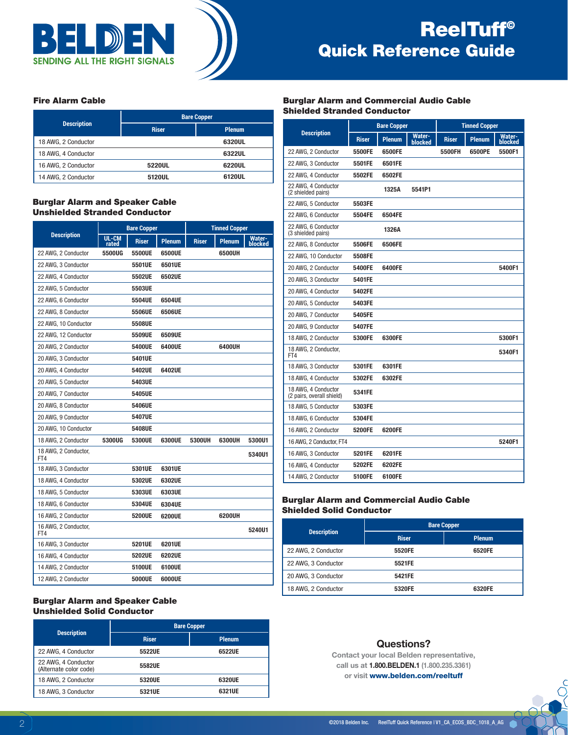# ReelTuff© Quick Reference Guide

BELDEN
SENDING ALL THE RIGHT SIGNALS

## Fire Alarm Cable

| Description | Bare Copper | |
|---|---|---|
| | Riser | Plenum |
| 18 AWG, 2 Conductor | | 6320UL |
| 18 AWG, 4 Conductor | | 6322UL |
| 16 AWG, 2 Conductor | 5220UL | 6220UL |
| 14 AWG, 2 Conductor | 5120UL | 6120UL |

## Burglar Alarm and Speaker Cable Unshielded Stranded Conductor

| Description | Bare Copper | | | Tinned Copper | | |
|---|---|---|---|---|---|---|
| | UL-CM rated | Riser | Plenum | Riser | Plenum | Water-blocked |
| 22 AWG, 2 Conductor | 5500UG | 5500UE | 6500UE | | 6500UH | |
| 22 AWG, 3 Conductor | | 5501UE | 6501UE | | | |
| 22 AWG, 4 Conductor | | 5502UE | 6502UE | | | |
| 22 AWG, 5 Conductor | | 5503UE | | | | |
| 22 AWG, 6 Conductor | | 5504UE | 6504UE | | | |
| 22 AWG, 8 Conductor | | 5506UE | 6506UE | | | |
| 22 AWG, 10 Conductor | | 5508UE | | | | |
| 22 AWG, 12 Conductor | | 5509UE | 6509UE | | | |
| 20 AWG, 2 Conductor | | 5400UE | 6400UE | | 6400UH | |
| 20 AWG, 3 Conductor | | 5401UE | | | | |
| 20 AWG, 4 Conductor | | 5402UE | 6402UE | | | |
| 20 AWG, 5 Conductor | | 5403UE | | | | |
| 20 AWG, 7 Conductor | | 5405UE | | | | |
| 20 AWG, 8 Conductor | | 5406UE | | | | |
| 20 AWG, 9 Conductor | | 5407UE | | | | |
| 20 AWG, 10 Conductor | | 5408UE | | | | |
| 18 AWG, 2 Conductor | 5300UG | 5300UE | 6300UE | 5300UH | 6300UH | 5300U1 |
| 18 AWG, 2 Conductor, FT4 | | | | | | 5340U1 |
| 18 AWG, 3 Conductor | | 5301UE | 6301UE | | | |
| 18 AWG, 4 Conductor | | 5302UE | 6302UE | | | |
| 18 AWG, 5 Conductor | | 5303UE | 6303UE | | | |
| 18 AWG, 6 Conductor | | 5304UE | 6304UE | | | |
| 16 AWG, 2 Conductor | | 5200UE | 6200UE | | 6200UH | |
| 16 AWG, 2 Conductor, FT4 | | | | | | 5240U1 |
| 16 AWG, 3 Conductor | | 5201UE | 6201UE | | | |
| 16 AWG, 4 Conductor | | 5202UE | 6202UE | | | |
| 14 AWG, 2 Conductor | | 5100UE | 6100UE | | | |
| 12 AWG, 2 Conductor | | 5000UE | 6000UE | | | |

## Burglar Alarm and Speaker Cable Unshielded Solid Conductor

| Description | Bare Copper | |
|---|---|---|
| | Riser | Plenum |
| 22 AWG, 4 Conductor | 5522UE | 6522UE |
| 22 AWG, 4 Conductor (Alternate color code) | 5582UE | |
| 18 AWG, 2 Conductor | 5320UE | 6320UE |
| 18 AWG, 3 Conductor | 5321UE | 6321UE |

## Burglar Alarm and Commercial Audio Cable Shielded Stranded Conductor

| Description | Bare Copper | | | Tinned Copper | | |
|---|---|---|---|---|---|---|
| | Riser | Plenum | Water-blocked | Riser | Plenum | Water-blocked |
| 22 AWG, 2 Conductor | 5500FE | 6500FE | | 5500FH | 6500PE | 5500F1 |
| 22 AWG, 3 Conductor | 5501FE | 6501FE | | | | |
| 22 AWG, 4 Conductor | 5502FE | 6502FE | | | | |
| 22 AWG, 4 Conductor (2 shielded pairs) | | 1325A | 5541P1 | | | |
| 22 AWG, 5 Conductor | 5503FE | | | | | |
| 22 AWG, 6 Conductor | 5504FE | 6504FE | | | | |
| 22 AWG, 6 Conductor (3 shielded pairs) | | 1326A | | | | |
| 22 AWG, 8 Conductor | 5506FE | 6506FE | | | | |
| 22 AWG, 10 Conductor | 5508FE | | | | | |
| 20 AWG, 2 Conductor | 5400FE | 6400FE | | | | 5400F1 |
| 20 AWG, 3 Conductor | 5401FE | | | | | |
| 20 AWG, 4 Conductor | 5402FE | | | | | |
| 20 AWG, 5 Conductor | 5403FE | | | | | |
| 20 AWG, 7 Conductor | 5405FE | | | | | |
| 20 AWG, 9 Conductor | 5407FE | | | | | |
| 18 AWG, 2 Conductor | 5300FE | 6300FE | | | | 5300F1 |
| 18 AWG, 2 Conductor, FT4 | | | | | | 5340F1 |
| 18 AWG, 3 Conductor | 5301FE | 6301FE | | | | |
| 18 AWG, 4 Conductor | 5302FE | 6302FE | | | | |
| 18 AWG, 4 Conductor (2 pairs, overall shield) | 5341FE | | | | | |
| 18 AWG, 5 Conductor | 5303FE | | | | | |
| 18 AWG, 6 Conductor | 5304FE | | | | | |
| 16 AWG, 2 Conductor | 5200FE | 6200FE | | | | |
| 16 AWG, 2 Conductor, FT4 | | | | | | 5240F1 |
| 16 AWG, 3 Conductor | 5201FE | 6201FE | | | | |
| 16 AWG, 4 Conductor | 5202FE | 6202FE | | | | |
| 14 AWG, 2 Conductor | 5100FE | 6100FE | | | | |

## Burglar Alarm and Commercial Audio Cable Shielded Solid Conductor

| Description | Bare Copper | |
|---|---|---|
| | Riser | Plenum |
| 22 AWG, 2 Conductor | 5520FE | 6520FE |
| 22 AWG, 3 Conductor | 5521FE | |
| 20 AWG, 3 Conductor | 5421FE | |
| 18 AWG, 2 Conductor | 5320FE | 6320FE |

## Questions?

Contact your local Belden representative,
call us at **1.800.BELDEN.1** (1.800.235.3361)
or visit **www.belden.com/reeltuff**

©2018 Belden Inc. ReelTuff Quick Reference | V1_CA_ECOS_BDC_1018_A_AG